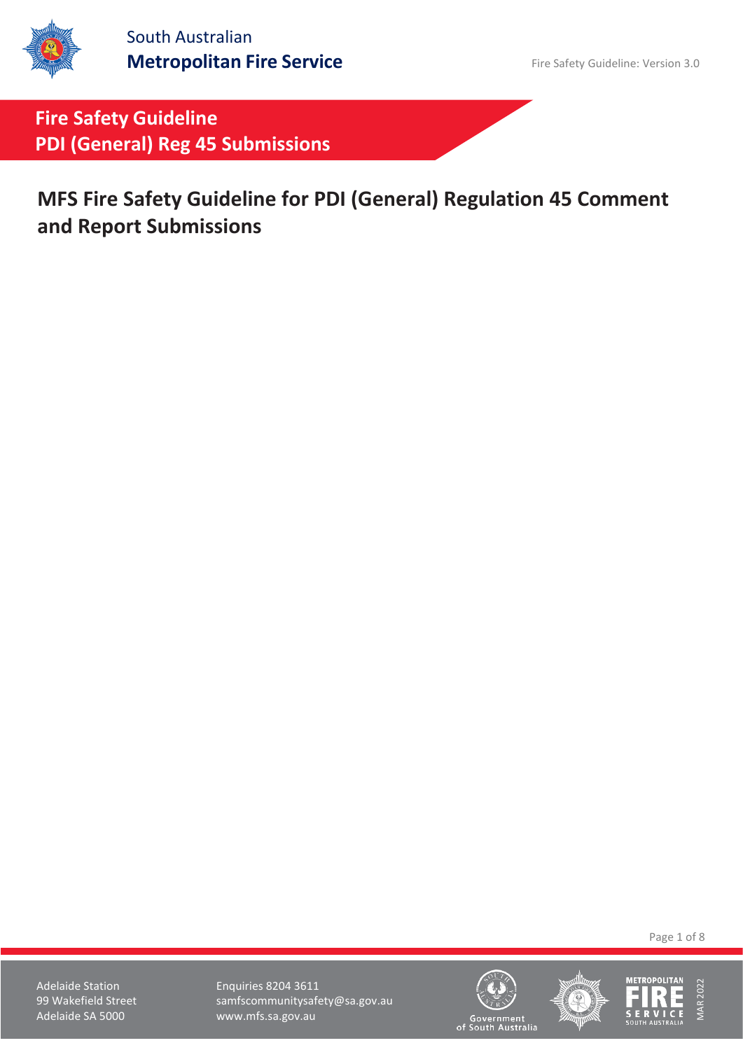# Fire Safety Guideline
## PDI (General) Reg 45 Submissions

# MFS Fire Safety Guideline for PDI (General) Regulation 45 Comment and Report Submissions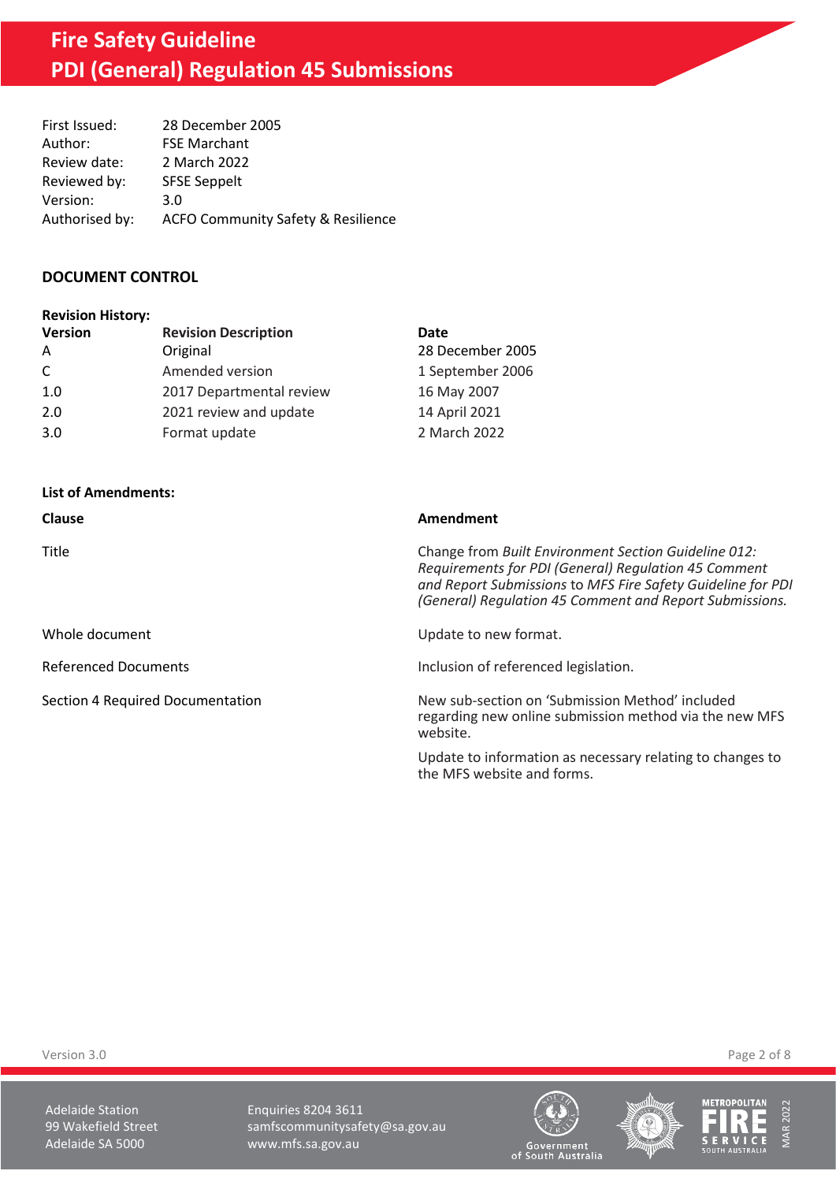# Fire Safety Guideline
# PDI (General) Regulation 45 Submissions

| | |
|---|---|
| First Issued: | 28 December 2005 |
| Author: | FSE Marchant |
| Review date: | 2 March 2022 |
| Reviewed by: | SFSE Seppelt |
| Version: | 3.0 |
| Authorised by: | ACFO Community Safety & Resilience |

## DOCUMENT CONTROL

**Revision History:**

| Version | Revision Description | Date |
|---|---|---|
| A | Original | 28 December 2005 |
| C | Amended version | 1 September 2006 |
| 1.0 | 2017 Departmental review | 16 May 2007 |
| 2.0 | 2021 review and update | 14 April 2021 |
| 3.0 | Format update | 2 March 2022 |

**List of Amendments:**

| Clause | Amendment |
|---|---|
| Title | Change from *Built Environment Section Guideline 012: Requirements for PDI (General) Regulation 45 Comment and Report Submissions* to *MFS Fire Safety Guideline for PDI (General) Regulation 45 Comment and Report Submissions.* |
| Whole document | Update to new format. |
| Referenced Documents | Inclusion of referenced legislation. |
| Section 4 Required Documentation | New sub-section on 'Submission Method' included regarding new online submission method via the new MFS website.<br><br>Update to information as necessary relating to changes to the MFS website and forms. |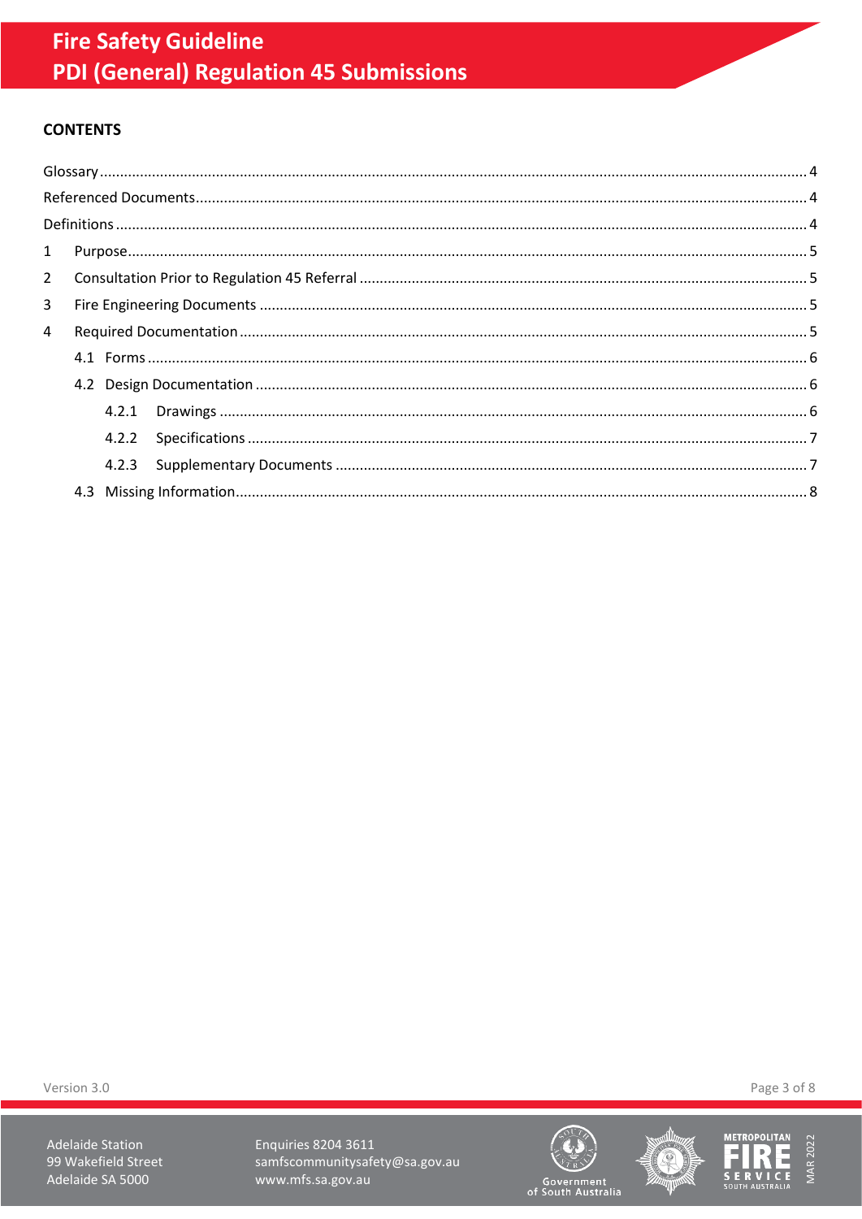## CONTENTS

Glossary ........................................................................................................................................................................ 4

Referenced Documents.................................................................................................................................................. 4

Definitions ...................................................................................................................................................................... 4

1 Purpose........................................................................................................................................................................ 5

2 Consultation Prior to Regulation 45 Referral ............................................................................................................... 5

3 Fire Engineering Documents ....................................................................................................................................... 5

4 Required Documentation ............................................................................................................................................. 5

4.1 Forms .................................................................................................................................................................... 6

4.2 Design Documentation ......................................................................................................................................... 6

4.2.1 Drawings ............................................................................................................................................................ 6

4.2.2 Specifications ..................................................................................................................................................... 7

4.2.3 Supplementary Documents ............................................................................................................................... 7

4.3 Missing Information.............................................................................................................................................. 8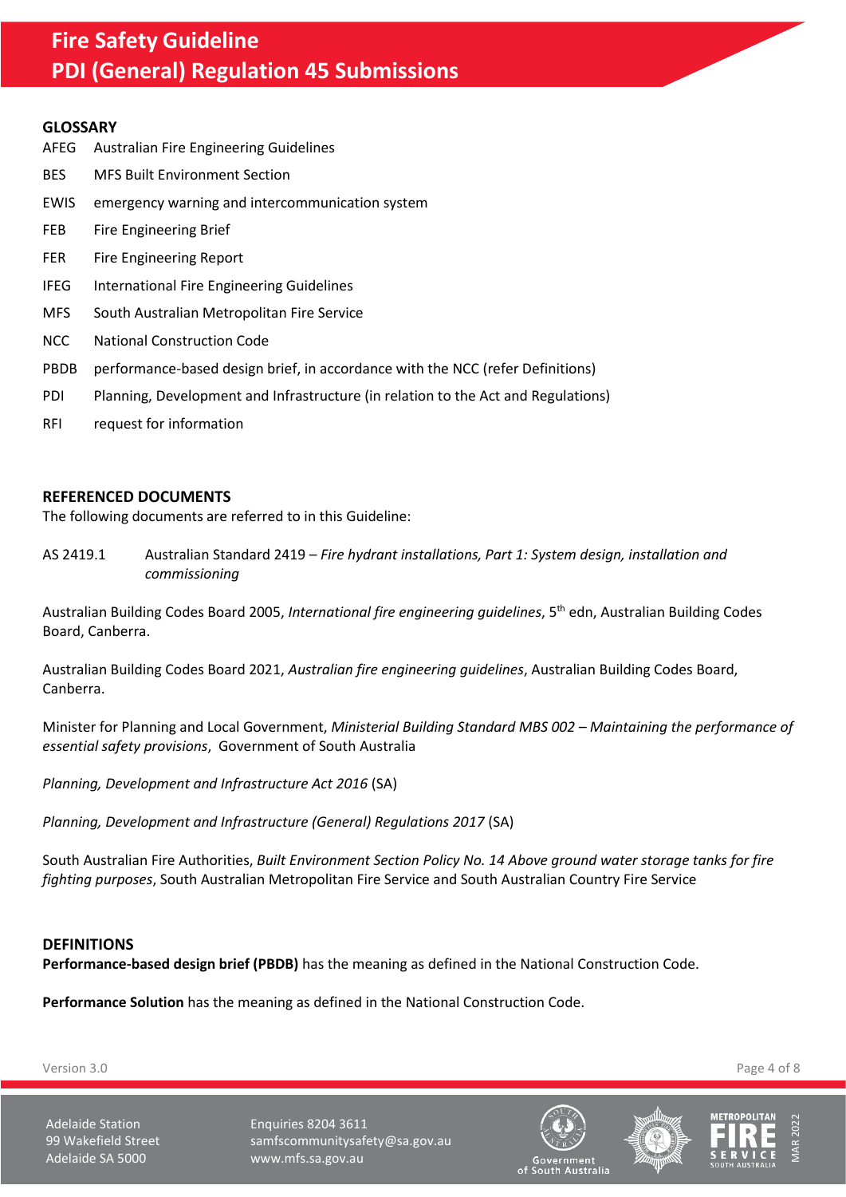## GLOSSARY

| | |
|---|---|
| AFEG | Australian Fire Engineering Guidelines |
| BES | MFS Built Environment Section |
| EWIS | emergency warning and intercommunication system |
| FEB | Fire Engineering Brief |
| FER | Fire Engineering Report |
| IFEG | International Fire Engineering Guidelines |
| MFS | South Australian Metropolitan Fire Service |
| NCC | National Construction Code |
| PBDB | performance-based design brief, in accordance with the NCC (refer Definitions) |
| PDI | Planning, Development and Infrastructure (in relation to the Act and Regulations) |
| RFI | request for information |

## REFERENCED DOCUMENTS

The following documents are referred to in this Guideline:

AS 2419.1 Australian Standard 2419 – *Fire hydrant installations, Part 1: System design, installation and commissioning*

Australian Building Codes Board 2005, *International fire engineering guidelines*, 5th edn, Australian Building Codes Board, Canberra.

Australian Building Codes Board 2021, *Australian fire engineering guidelines*, Australian Building Codes Board, Canberra.

Minister for Planning and Local Government, *Ministerial Building Standard MBS 002 – Maintaining the performance of essential safety provisions*, Government of South Australia

*Planning, Development and Infrastructure Act 2016* (SA)

*Planning, Development and Infrastructure (General) Regulations 2017* (SA)

South Australian Fire Authorities, *Built Environment Section Policy No. 14 Above ground water storage tanks for fire fighting purposes*, South Australian Metropolitan Fire Service and South Australian Country Fire Service

## DEFINITIONS

**Performance-based design brief (PBDB)** has the meaning as defined in the National Construction Code.

**Performance Solution** has the meaning as defined in the National Construction Code.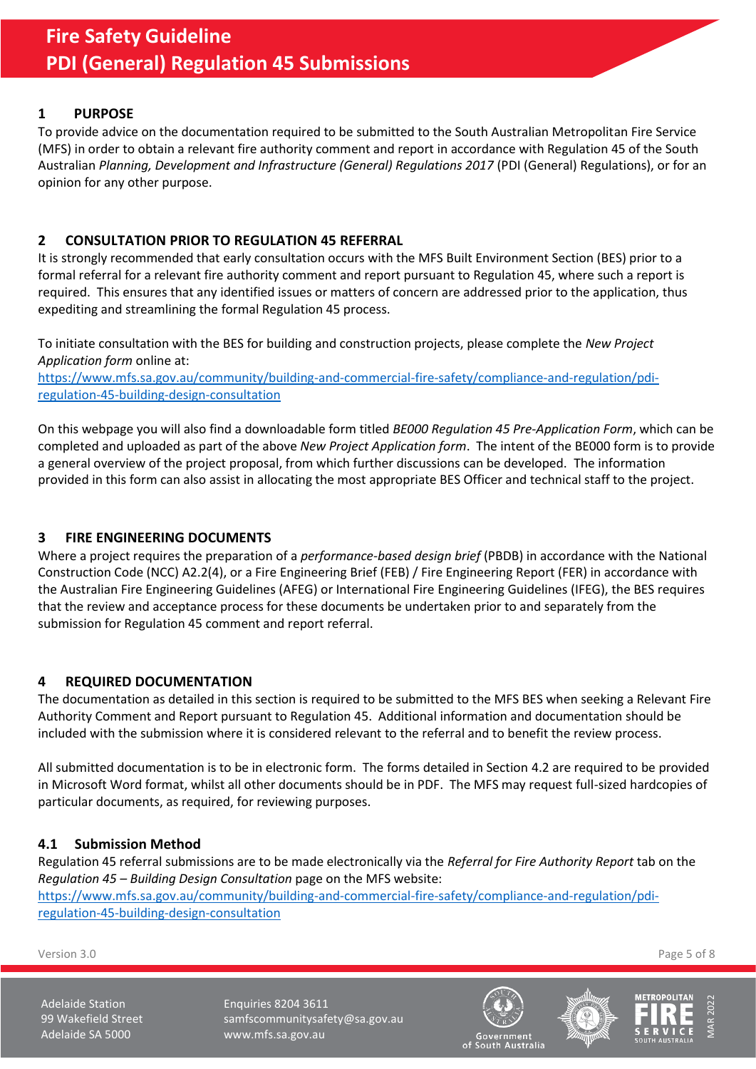## 1 PURPOSE

To provide advice on the documentation required to be submitted to the South Australian Metropolitan Fire Service (MFS) in order to obtain a relevant fire authority comment and report in accordance with Regulation 45 of the South Australian *Planning, Development and Infrastructure (General) Regulations 2017* (PDI (General) Regulations), or for an opinion for any other purpose.

## 2 CONSULTATION PRIOR TO REGULATION 45 REFERRAL

It is strongly recommended that early consultation occurs with the MFS Built Environment Section (BES) prior to a formal referral for a relevant fire authority comment and report pursuant to Regulation 45, where such a report is required. This ensures that any identified issues or matters of concern are addressed prior to the application, thus expediting and streamlining the formal Regulation 45 process.

To initiate consultation with the BES for building and construction projects, please complete the *New Project Application form* online at:
https://www.mfs.sa.gov.au/community/building-and-commercial-fire-safety/compliance-and-regulation/pdi-regulation-45-building-design-consultation

On this webpage you will also find a downloadable form titled *BE000 Regulation 45 Pre-Application Form*, which can be completed and uploaded as part of the above *New Project Application form*. The intent of the BE000 form is to provide a general overview of the project proposal, from which further discussions can be developed. The information provided in this form can also assist in allocating the most appropriate BES Officer and technical staff to the project.

## 3 FIRE ENGINEERING DOCUMENTS

Where a project requires the preparation of a *performance-based design brief* (PBDB) in accordance with the National Construction Code (NCC) A2.2(4), or a Fire Engineering Brief (FEB) / Fire Engineering Report (FER) in accordance with the Australian Fire Engineering Guidelines (AFEG) or International Fire Engineering Guidelines (IFEG), the BES requires that the review and acceptance process for these documents be undertaken prior to and separately from the submission for Regulation 45 comment and report referral.

## 4 REQUIRED DOCUMENTATION

The documentation as detailed in this section is required to be submitted to the MFS BES when seeking a Relevant Fire Authority Comment and Report pursuant to Regulation 45. Additional information and documentation should be included with the submission where it is considered relevant to the referral and to benefit the review process.

All submitted documentation is to be in electronic form. The forms detailed in Section 4.2 are required to be provided in Microsoft Word format, whilst all other documents should be in PDF. The MFS may request full-sized hardcopies of particular documents, as required, for reviewing purposes.

### 4.1 Submission Method

Regulation 45 referral submissions are to be made electronically via the *Referral for Fire Authority Report* tab on the *Regulation 45 – Building Design Consultation* page on the MFS website:
https://www.mfs.sa.gov.au/community/building-and-commercial-fire-safety/compliance-and-regulation/pdi-regulation-45-building-design-consultation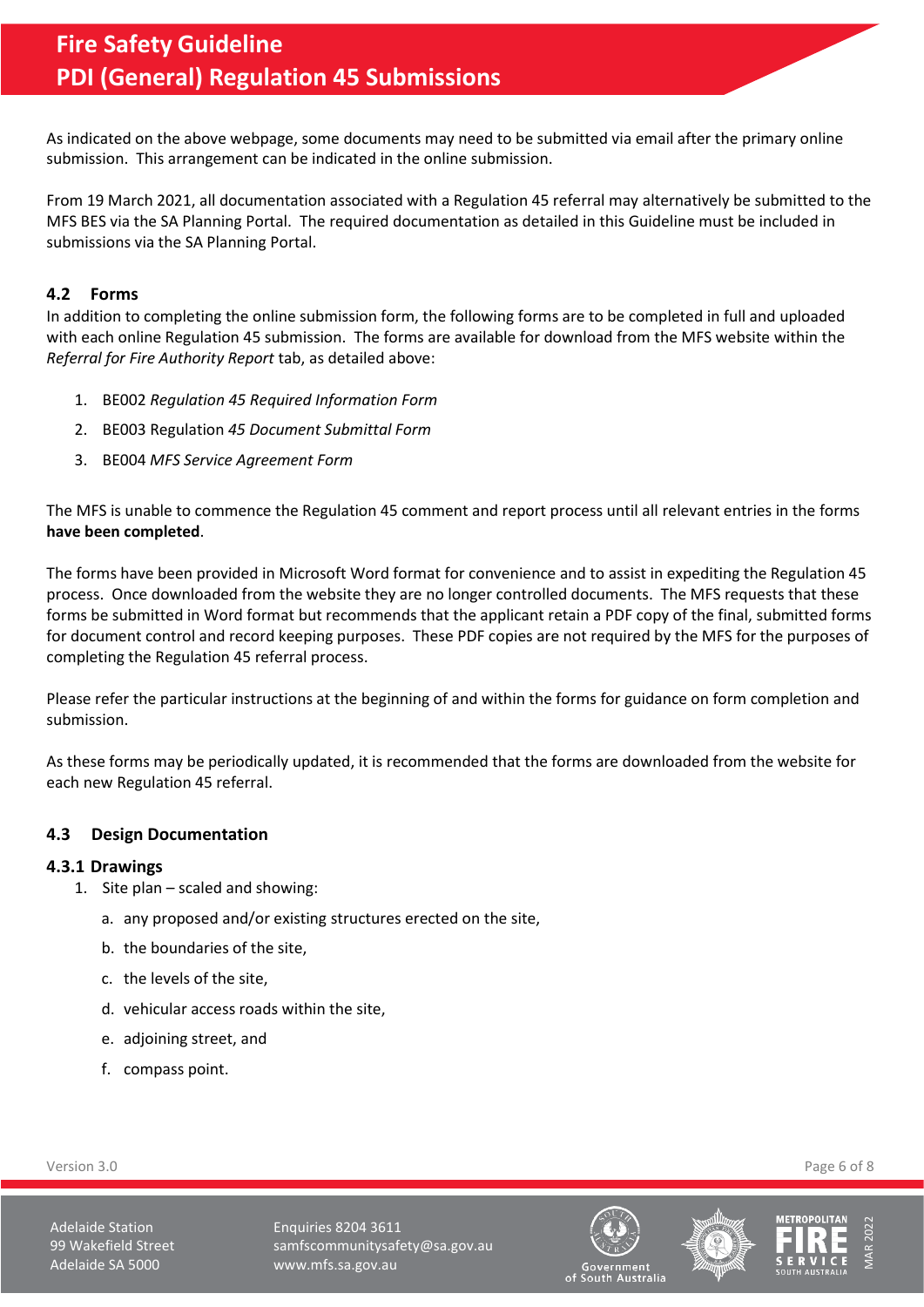As indicated on the above webpage, some documents may need to be submitted via email after the primary online submission. This arrangement can be indicated in the online submission.

From 19 March 2021, all documentation associated with a Regulation 45 referral may alternatively be submitted to the MFS BES via the SA Planning Portal. The required documentation as detailed in this Guideline must be included in submissions via the SA Planning Portal.

### 4.2 Forms

In addition to completing the online submission form, the following forms are to be completed in full and uploaded with each online Regulation 45 submission. The forms are available for download from the MFS website within the *Referral for Fire Authority Report* tab, as detailed above:

1. BE002 *Regulation 45 Required Information Form*
2. BE003 Regulation *45 Document Submittal Form*
3. BE004 *MFS Service Agreement Form*

The MFS is unable to commence the Regulation 45 comment and report process until all relevant entries in the forms **have been completed**.

The forms have been provided in Microsoft Word format for convenience and to assist in expediting the Regulation 45 process. Once downloaded from the website they are no longer controlled documents. The MFS requests that these forms be submitted in Word format but recommends that the applicant retain a PDF copy of the final, submitted forms for document control and record keeping purposes. These PDF copies are not required by the MFS for the purposes of completing the Regulation 45 referral process.

Please refer the particular instructions at the beginning of and within the forms for guidance on form completion and submission.

As these forms may be periodically updated, it is recommended that the forms are downloaded from the website for each new Regulation 45 referral.

### 4.3 Design Documentation

#### 4.3.1 Drawings

1. Site plan – scaled and showing:
   a. any proposed and/or existing structures erected on the site,
   b. the boundaries of the site,
   c. the levels of the site,
   d. vehicular access roads within the site,
   e. adjoining street, and
   f. compass point.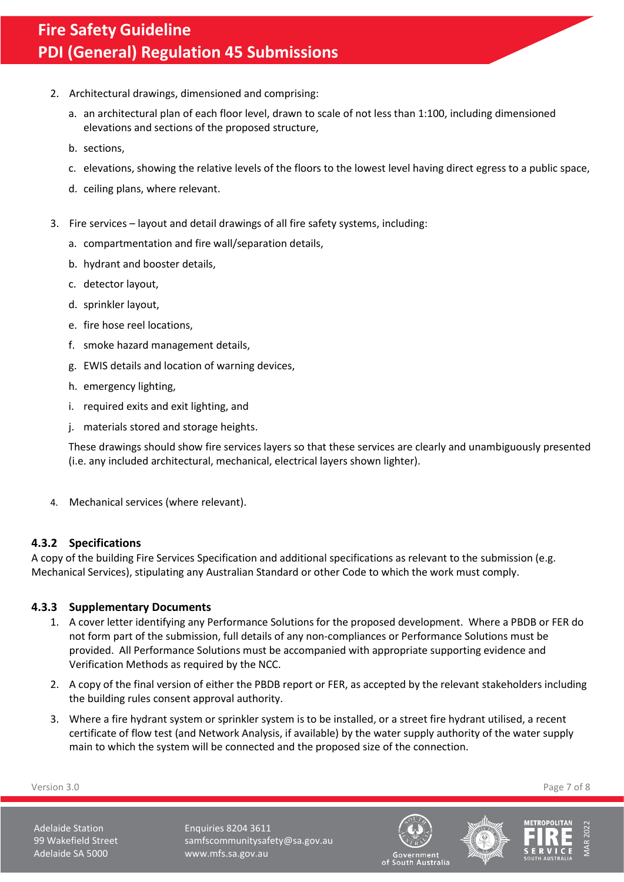2. Architectural drawings, dimensioned and comprising:

   a. an architectural plan of each floor level, drawn to scale of not less than 1:100, including dimensioned elevations and sections of the proposed structure,

   b. sections,

   c. elevations, showing the relative levels of the floors to the lowest level having direct egress to a public space,

   d. ceiling plans, where relevant.

3. Fire services – layout and detail drawings of all fire safety systems, including:

   a. compartmentation and fire wall/separation details,

   b. hydrant and booster details,

   c. detector layout,

   d. sprinkler layout,

   e. fire hose reel locations,

   f. smoke hazard management details,

   g. EWIS details and location of warning devices,

   h. emergency lighting,

   i. required exits and exit lighting, and

   j. materials stored and storage heights.

   These drawings should show fire services layers so that these services are clearly and unambiguously presented (i.e. any included architectural, mechanical, electrical layers shown lighter).

4. Mechanical services (where relevant).

### 4.3.2 Specifications

A copy of the building Fire Services Specification and additional specifications as relevant to the submission (e.g. Mechanical Services), stipulating any Australian Standard or other Code to which the work must comply.

### 4.3.3 Supplementary Documents

1. A cover letter identifying any Performance Solutions for the proposed development. Where a PBDB or FER do not form part of the submission, full details of any non-compliances or Performance Solutions must be provided. All Performance Solutions must be accompanied with appropriate supporting evidence and Verification Methods as required by the NCC.

2. A copy of the final version of either the PBDB report or FER, as accepted by the relevant stakeholders including the building rules consent approval authority.

3. Where a fire hydrant system or sprinkler system is to be installed, or a street fire hydrant utilised, a recent certificate of flow test (and Network Analysis, if available) by the water supply authority of the water supply main to which the system will be connected and the proposed size of the connection.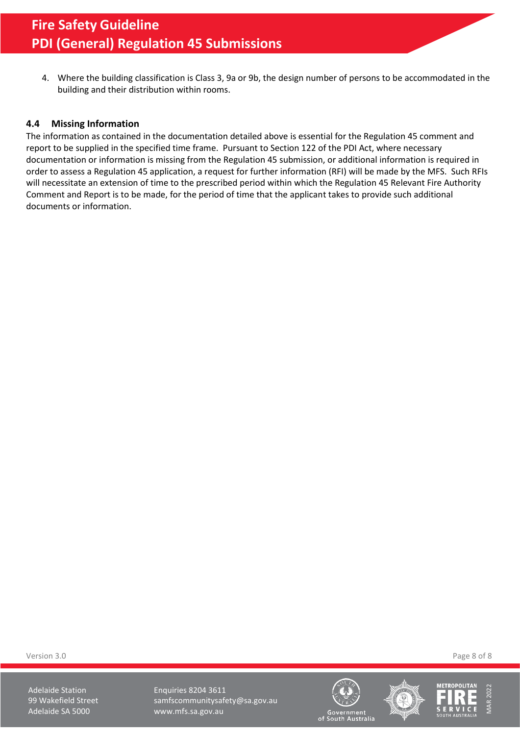4. Where the building classification is Class 3, 9a or 9b, the design number of persons to be accommodated in the building and their distribution within rooms.

### 4.4 Missing Information

The information as contained in the documentation detailed above is essential for the Regulation 45 comment and report to be supplied in the specified time frame. Pursuant to Section 122 of the PDI Act, where necessary documentation or information is missing from the Regulation 45 submission, or additional information is required in order to assess a Regulation 45 application, a request for further information (RFI) will be made by the MFS. Such RFIs will necessitate an extension of time to the prescribed period within which the Regulation 45 Relevant Fire Authority Comment and Report is to be made, for the period of time that the applicant takes to provide such additional documents or information.